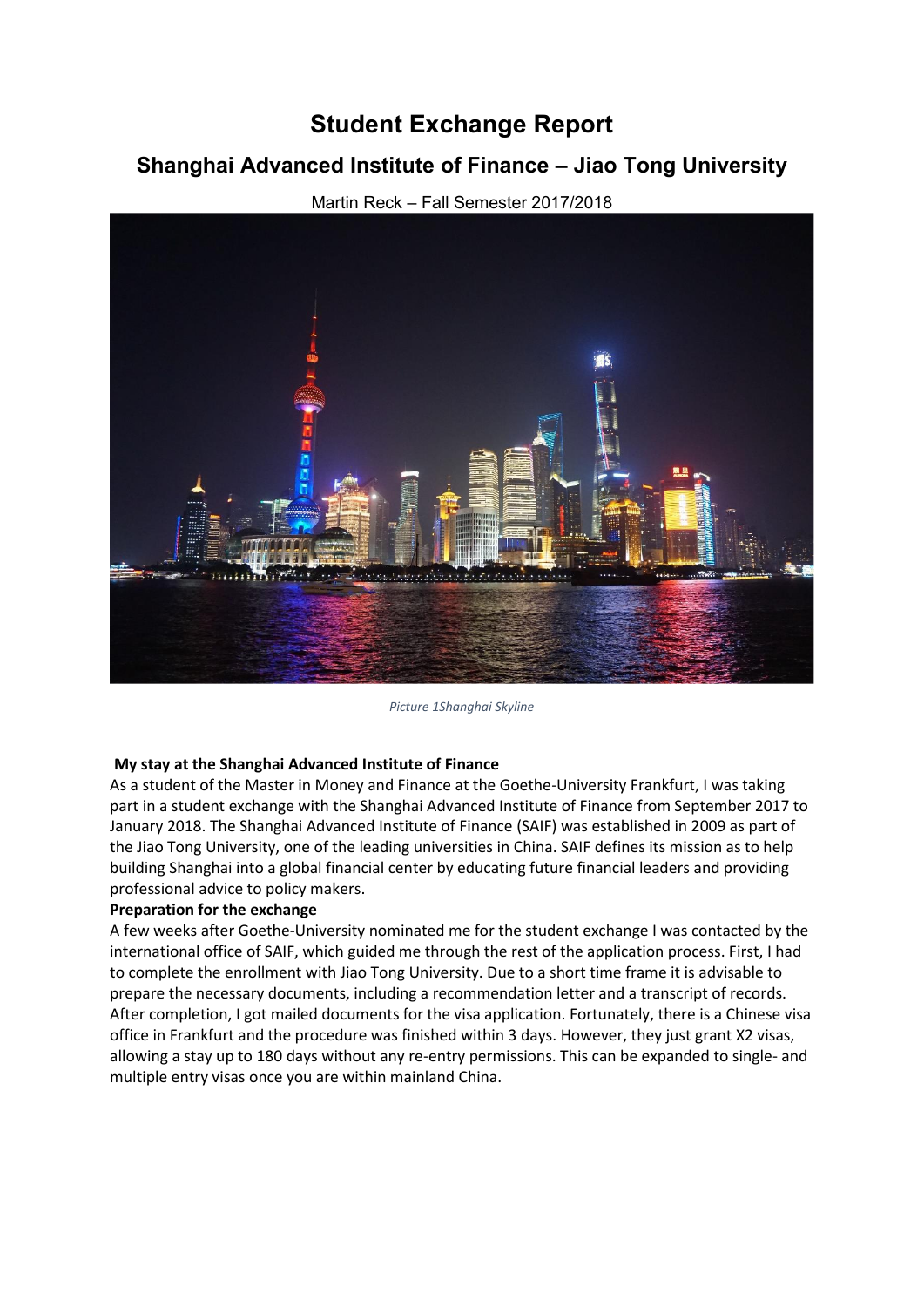# Student Exchange Report

## Shanghai Advanced Institute of Finance – Jiao Tong University

Martin Reck – Fall Semester 2017/2018

*Picture 1Shanghai Skyline*

**My stay at the Shanghai Advanced Institute of Finance**

As a student of the Master in Money and Finance at the Goethe-University Frankfurt, I was taking part in a student exchange with the Shanghai Advanced Institute of Finance from September 2017 to January 2018. The Shanghai Advanced Institute of Finance (SAIF) was established in 2009 as part of the Jiao Tong University, one of the leading universities in China. SAIF defines its mission as to help building Shanghai into a global financial center by educating future financial leaders and providing professional advice to policy makers.

**Preparation for the exchange**

A few weeks after Goethe-University nominated me for the student exchange I was contacted by the international office of SAIF, which guided me through the rest of the application process. First, I had to complete the enrollment with Jiao Tong University. Due to a short time frame it is advisable to prepare the necessary documents, including a recommendation letter and a transcript of records. After completion, I got mailed documents for the visa application. Fortunately, there is a Chinese visa office in Frankfurt and the procedure was finished within 3 days. However, they just grant X2 visas, allowing a stay up to 180 days without any re-entry permissions. This can be expanded to single- and multiple entry visas once you are within mainland China.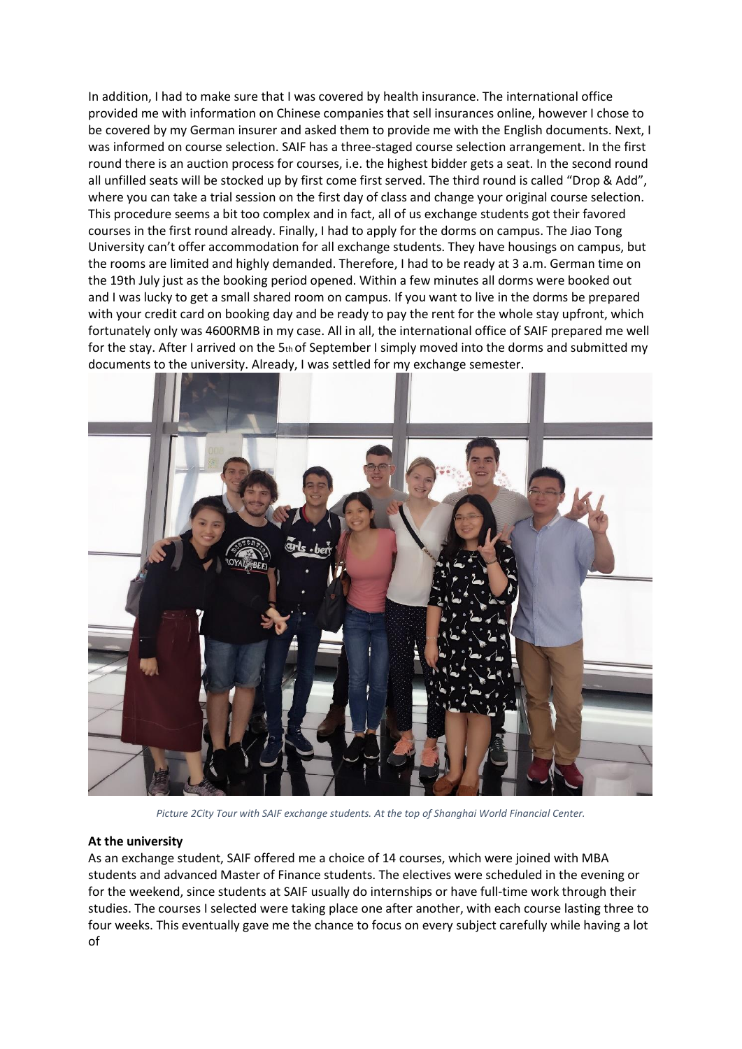In addition, I had to make sure that I was covered by health insurance. The international office provided me with information on Chinese companies that sell insurances online, however I chose to be covered by my German insurer and asked them to provide me with the English documents. Next, I was informed on course selection. SAIF has a three-staged course selection arrangement. In the first round there is an auction process for courses, i.e. the highest bidder gets a seat. In the second round all unfilled seats will be stocked up by first come first served. The third round is called "Drop & Add", where you can take a trial session on the first day of class and change your original course selection. This procedure seems a bit too complex and in fact, all of us exchange students got their favored courses in the first round already. Finally, I had to apply for the dorms on campus. The Jiao Tong University can't offer accommodation for all exchange students. They have housings on campus, but the rooms are limited and highly demanded. Therefore, I had to be ready at 3 a.m. German time on the 19th July just as the booking period opened. Within a few minutes all dorms were booked out and I was lucky to get a small shared room on campus. If you want to live in the dorms be prepared with your credit card on booking day and be ready to pay the rent for the whole stay upfront, which fortunately only was 4600RMB in my case. All in all, the international office of SAIF prepared me well for the stay. After I arrived on the 5th of September I simply moved into the dorms and submitted my documents to the university. Already, I was settled for my exchange semester.

*Picture 2City Tour with SAIF exchange students. At the top of Shanghai World Financial Center.*

**At the university**

As an exchange student, SAIF offered me a choice of 14 courses, which were joined with MBA students and advanced Master of Finance students. The electives were scheduled in the evening or for the weekend, since students at SAIF usually do internships or have full-time work through their studies. The courses I selected were taking place one after another, with each course lasting three to four weeks. This eventually gave me the chance to focus on every subject carefully while having a lot of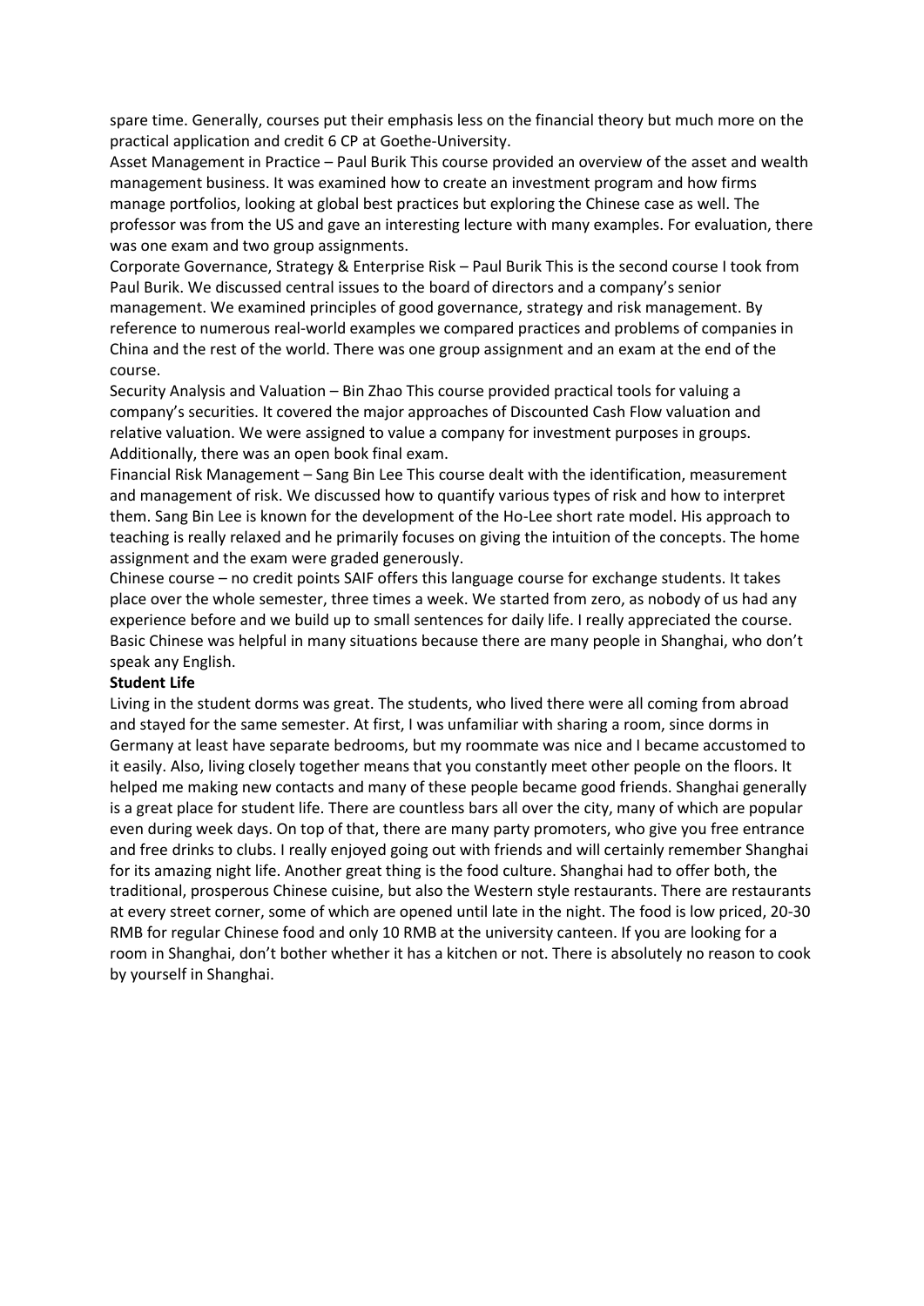spare time. Generally, courses put their emphasis less on the financial theory but much more on the practical application and credit 6 CP at Goethe-University.

Asset Management in Practice – Paul Burik This course provided an overview of the asset and wealth management business. It was examined how to create an investment program and how firms manage portfolios, looking at global best practices but exploring the Chinese case as well. The professor was from the US and gave an interesting lecture with many examples. For evaluation, there was one exam and two group assignments.

Corporate Governance, Strategy & Enterprise Risk – Paul Burik This is the second course I took from Paul Burik. We discussed central issues to the board of directors and a company's senior management. We examined principles of good governance, strategy and risk management. By reference to numerous real-world examples we compared practices and problems of companies in China and the rest of the world. There was one group assignment and an exam at the end of the course.

Security Analysis and Valuation – Bin Zhao This course provided practical tools for valuing a company's securities. It covered the major approaches of Discounted Cash Flow valuation and relative valuation. We were assigned to value a company for investment purposes in groups. Additionally, there was an open book final exam.

Financial Risk Management – Sang Bin Lee This course dealt with the identification, measurement and management of risk. We discussed how to quantify various types of risk and how to interpret them. Sang Bin Lee is known for the development of the Ho-Lee short rate model. His approach to teaching is really relaxed and he primarily focuses on giving the intuition of the concepts. The home assignment and the exam were graded generously.

Chinese course – no credit points SAIF offers this language course for exchange students. It takes place over the whole semester, three times a week. We started from zero, as nobody of us had any experience before and we build up to small sentences for daily life. I really appreciated the course. Basic Chinese was helpful in many situations because there are many people in Shanghai, who don't speak any English.

**Student Life**

Living in the student dorms was great. The students, who lived there were all coming from abroad and stayed for the same semester. At first, I was unfamiliar with sharing a room, since dorms in Germany at least have separate bedrooms, but my roommate was nice and I became accustomed to it easily. Also, living closely together means that you constantly meet other people on the floors. It helped me making new contacts and many of these people became good friends. Shanghai generally is a great place for student life. There are countless bars all over the city, many of which are popular even during week days. On top of that, there are many party promoters, who give you free entrance and free drinks to clubs. I really enjoyed going out with friends and will certainly remember Shanghai for its amazing night life. Another great thing is the food culture. Shanghai had to offer both, the traditional, prosperous Chinese cuisine, but also the Western style restaurants. There are restaurants at every street corner, some of which are opened until late in the night. The food is low priced, 20-30 RMB for regular Chinese food and only 10 RMB at the university canteen. If you are looking for a room in Shanghai, don't bother whether it has a kitchen or not. There is absolutely no reason to cook by yourself in Shanghai.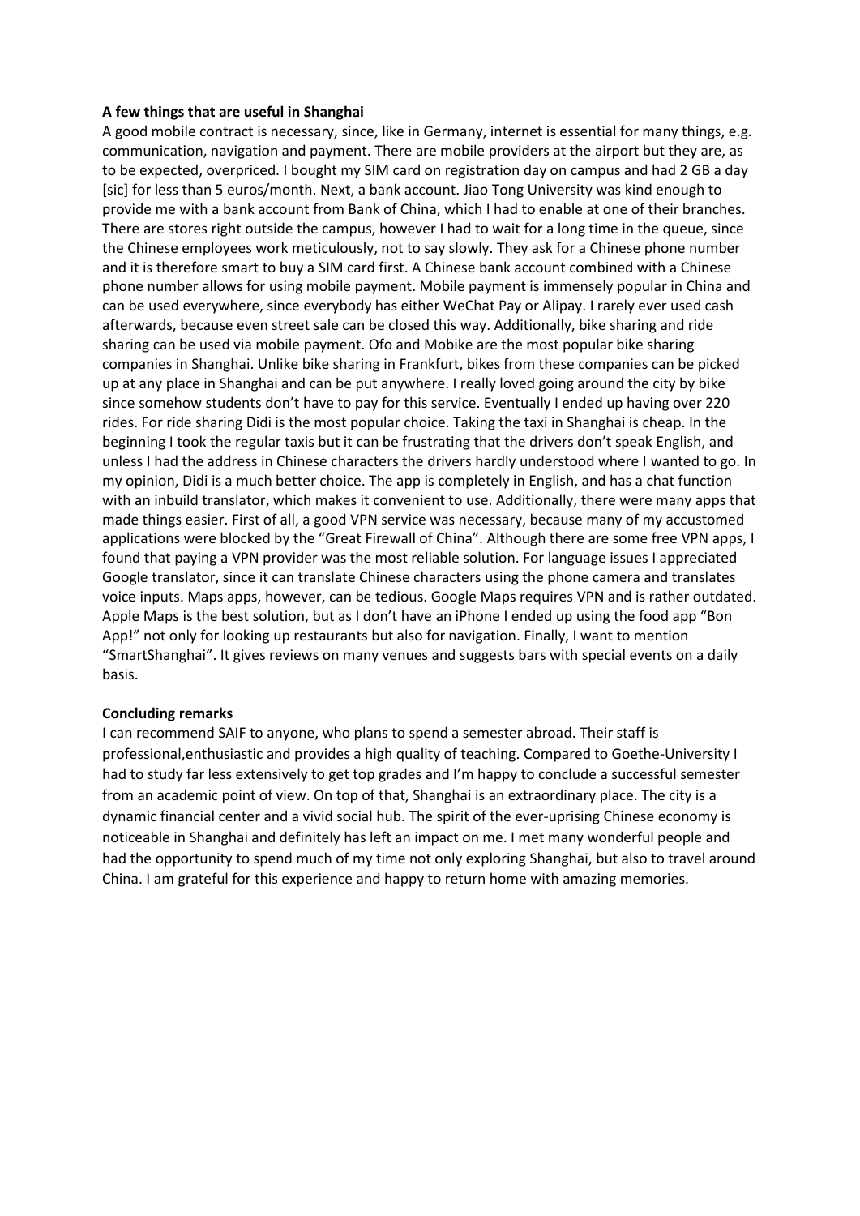**A few things that are useful in Shanghai**

A good mobile contract is necessary, since, like in Germany, internet is essential for many things, e.g. communication, navigation and payment. There are mobile providers at the airport but they are, as to be expected, overpriced. I bought my SIM card on registration day on campus and had 2 GB a day [sic] for less than 5 euros/month. Next, a bank account. Jiao Tong University was kind enough to provide me with a bank account from Bank of China, which I had to enable at one of their branches. There are stores right outside the campus, however I had to wait for a long time in the queue, since the Chinese employees work meticulously, not to say slowly. They ask for a Chinese phone number and it is therefore smart to buy a SIM card first. A Chinese bank account combined with a Chinese phone number allows for using mobile payment. Mobile payment is immensely popular in China and can be used everywhere, since everybody has either WeChat Pay or Alipay. I rarely ever used cash afterwards, because even street sale can be closed this way. Additionally, bike sharing and ride sharing can be used via mobile payment. Ofo and Mobike are the most popular bike sharing companies in Shanghai. Unlike bike sharing in Frankfurt, bikes from these companies can be picked up at any place in Shanghai and can be put anywhere. I really loved going around the city by bike since somehow students don't have to pay for this service. Eventually I ended up having over 220 rides. For ride sharing Didi is the most popular choice. Taking the taxi in Shanghai is cheap. In the beginning I took the regular taxis but it can be frustrating that the drivers don't speak English, and unless I had the address in Chinese characters the drivers hardly understood where I wanted to go. In my opinion, Didi is a much better choice. The app is completely in English, and has a chat function with an inbuild translator, which makes it convenient to use. Additionally, there were many apps that made things easier. First of all, a good VPN service was necessary, because many of my accustomed applications were blocked by the "Great Firewall of China". Although there are some free VPN apps, I found that paying a VPN provider was the most reliable solution. For language issues I appreciated Google translator, since it can translate Chinese characters using the phone camera and translates voice inputs. Maps apps, however, can be tedious. Google Maps requires VPN and is rather outdated. Apple Maps is the best solution, but as I don't have an iPhone I ended up using the food app "Bon App!" not only for looking up restaurants but also for navigation. Finally, I want to mention "SmartShanghai". It gives reviews on many venues and suggests bars with special events on a daily basis.

**Concluding remarks**

I can recommend SAIF to anyone, who plans to spend a semester abroad. Their staff is professional,enthusiastic and provides a high quality of teaching. Compared to Goethe-University I had to study far less extensively to get top grades and I'm happy to conclude a successful semester from an academic point of view. On top of that, Shanghai is an extraordinary place. The city is a dynamic financial center and a vivid social hub. The spirit of the ever-uprising Chinese economy is noticeable in Shanghai and definitely has left an impact on me. I met many wonderful people and had the opportunity to spend much of my time not only exploring Shanghai, but also to travel around China. I am grateful for this experience and happy to return home with amazing memories.